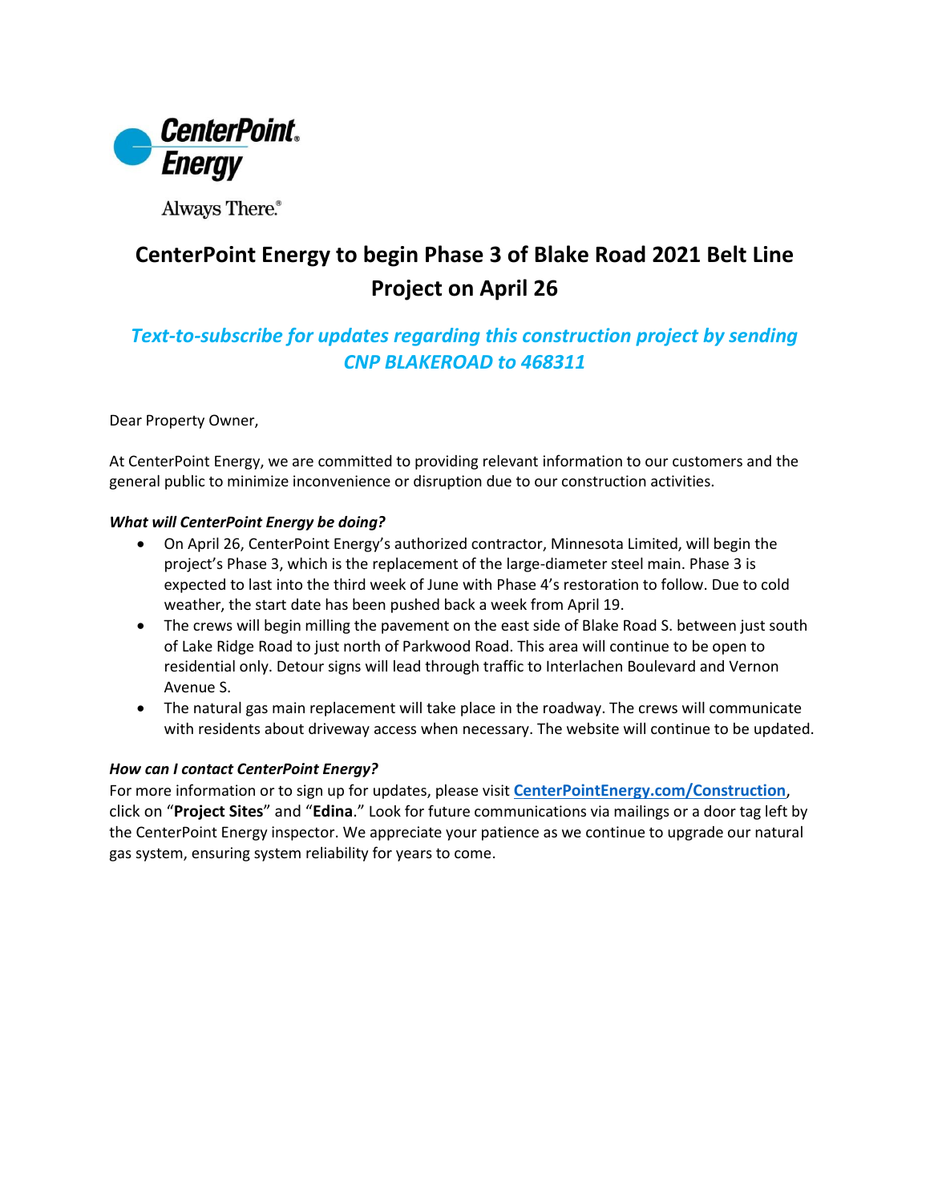CenterPoint Energy

Always There.®

# CenterPoint Energy to begin Phase 3 of Blake Road 2021 Belt Line Project on April 26

***Text-to-subscribe for updates regarding this construction project by sending CNP BLAKEROAD to 468311***

Dear Property Owner,

At CenterPoint Energy, we are committed to providing relevant information to our customers and the general public to minimize inconvenience or disruption due to our construction activities.

***What will CenterPoint Energy be doing?***

- On April 26, CenterPoint Energy's authorized contractor, Minnesota Limited, will begin the project's Phase 3, which is the replacement of the large-diameter steel main. Phase 3 is expected to last into the third week of June with Phase 4's restoration to follow. Due to cold weather, the start date has been pushed back a week from April 19.
- The crews will begin milling the pavement on the east side of Blake Road S. between just south of Lake Ridge Road to just north of Parkwood Road. This area will continue to be open to residential only. Detour signs will lead through traffic to Interlachen Boulevard and Vernon Avenue S.
- The natural gas main replacement will take place in the roadway. The crews will communicate with residents about driveway access when necessary. The website will continue to be updated.

***How can I contact CenterPoint Energy?***

For more information or to sign up for updates, please visit **CenterPointEnergy.com/Construction**, click on "**Project Sites**" and "**Edina**." Look for future communications via mailings or a door tag left by the CenterPoint Energy inspector. We appreciate your patience as we continue to upgrade our natural gas system, ensuring system reliability for years to come.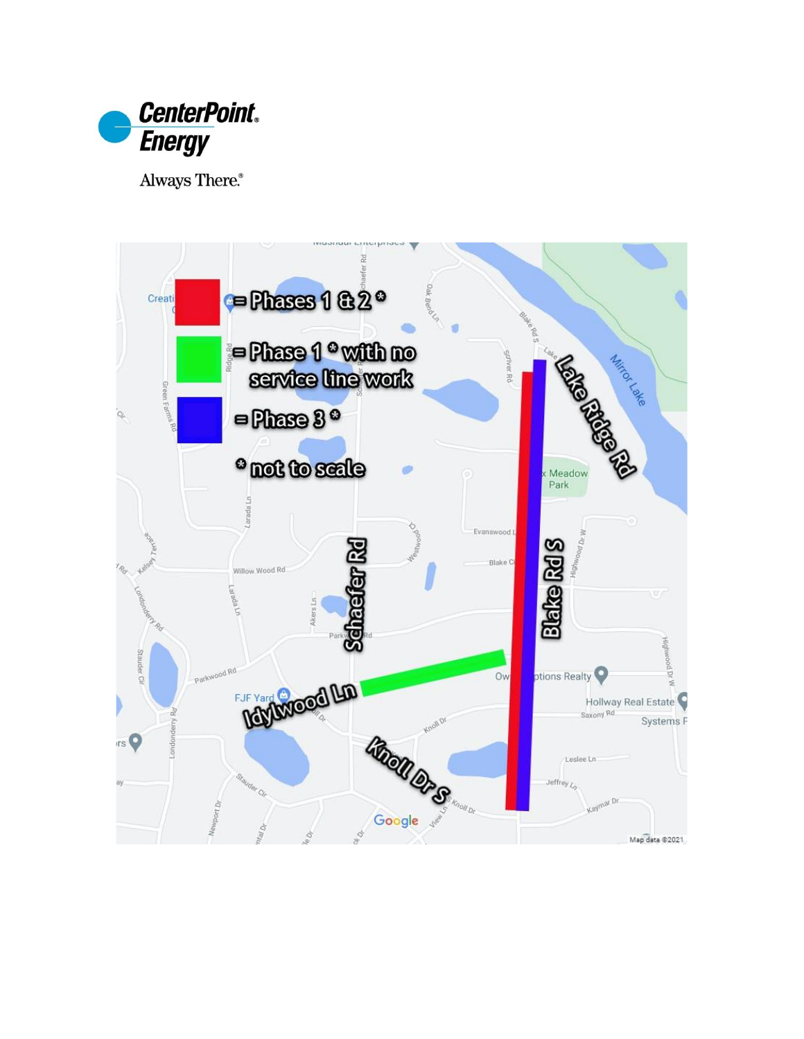CenterPoint Energy

Always There.®

= Phases 1 & 2 *

= Phase 1 * with no service line work

= Phase 3 *

* not to scale

Lake Ridge Rd

Mirror Lake

Meadow Park

Blake Rd S

Schaefer Rd

Idylwood Ln

Knoll Dr S

Map data ©2021